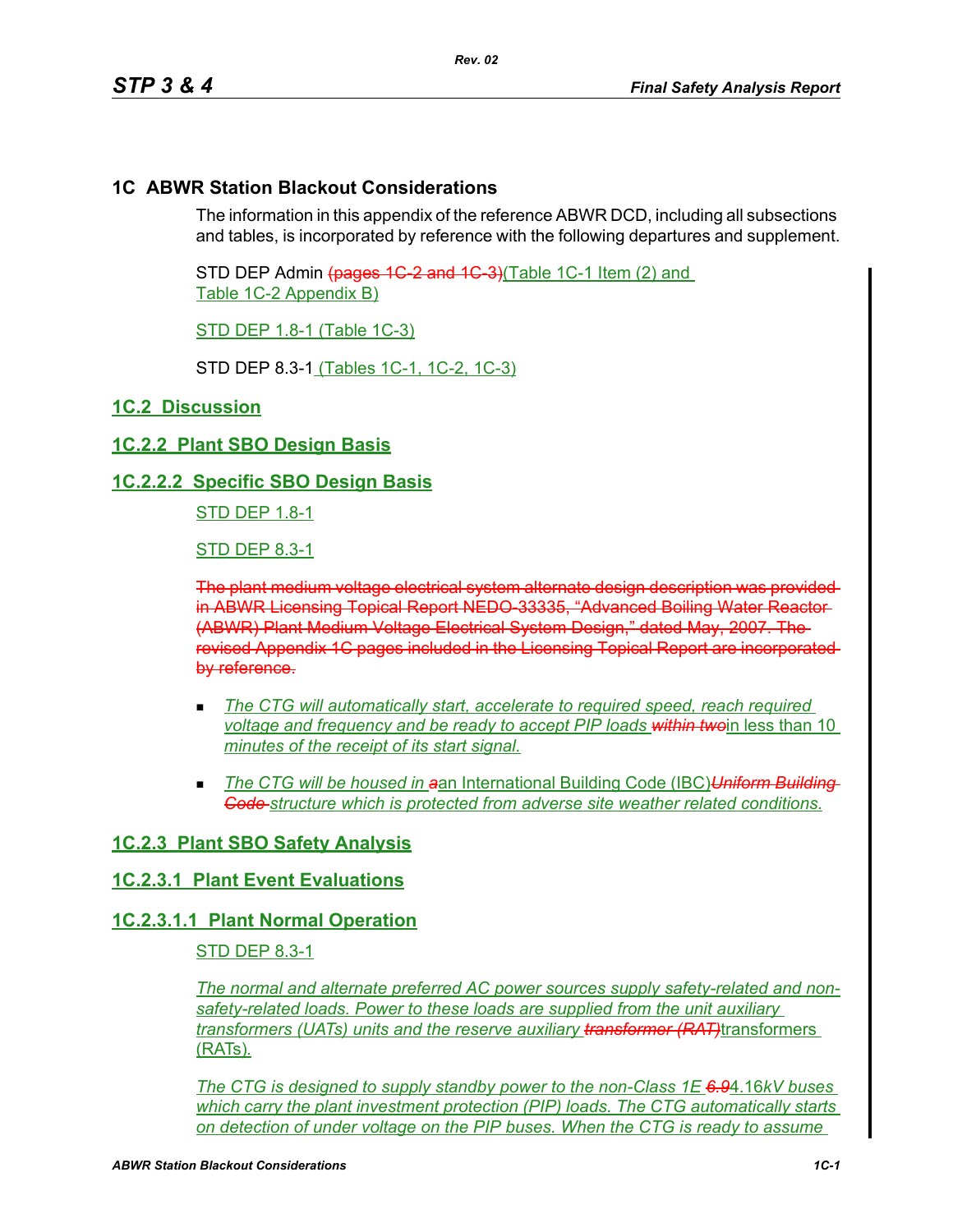# 1C ABWR Station Blackout Considerations

The information in this appendix of the reference ABWR DCD, including all subsections and tables, is incorporated by reference with the following departures and supplement.

STD DEP Admin ~~(pages 1C-2 and 1C-3)~~(Table 1C-1 Item (2) and Table 1C-2 Appendix B)

STD DEP 1.8-1 (Table 1C-3)

STD DEP 8.3-1 (Tables 1C-1, 1C-2, 1C-3)

## 1C.2 Discussion

## 1C.2.2 Plant SBO Design Basis

### 1C.2.2.2 Specific SBO Design Basis

STD DEP 1.8-1

STD DEP 8.3-1

~~The plant medium voltage electrical system alternate design description was provided in ABWR Licensing Topical Report NEDO-33335, "Advanced Boiling Water Reactor (ABWR) Plant Medium Voltage Electrical System Design," dated May, 2007. The revised Appendix 1C pages included in the Licensing Topical Report are incorporated by reference.~~

- *The CTG will automatically start, accelerate to required speed, reach required voltage and frequency and be ready to accept PIP loads ~~within two~~*in less than 10 *minutes of the receipt of its start signal.*
- *The CTG will be housed in ~~a~~*an International Building Code (IBC)*~~Uniform Building Code~~ structure which is protected from adverse site weather related conditions.*

## 1C.2.3 Plant SBO Safety Analysis

### 1C.2.3.1 Plant Event Evaluations

#### 1C.2.3.1.1 Plant Normal Operation

STD DEP 8.3-1

*The normal and alternate preferred AC power sources supply safety-related and non-safety-related loads. Power to these loads are supplied from the unit auxiliary transformers (UATs) units and the reserve auxiliary ~~transformer (RAT)~~*transformers (RATs).

*The CTG is designed to supply standby power to the non-Class 1E ~~6.9~~*4.16*kV buses which carry the plant investment protection (PIP) loads. The CTG automatically starts on detection of under voltage on the PIP buses. When the CTG is ready to assume*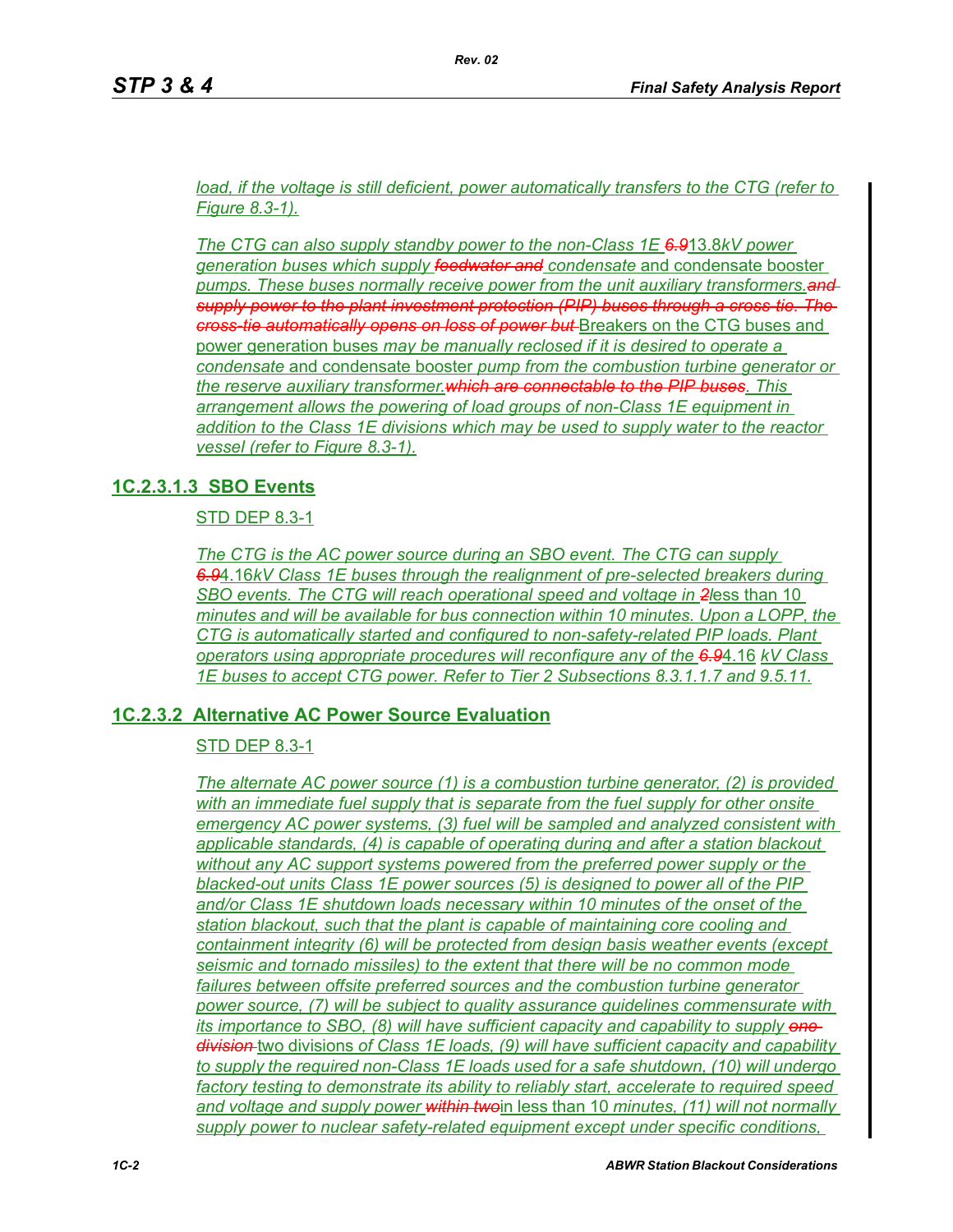*load, if the voltage is still deficient, power automatically transfers to the CTG (refer to Figure 8.3-1).*

*The CTG can also supply standby power to the non-Class 1E ~~6.9~~13.8kV power generation buses which supply ~~feedwater and~~ condensate* and condensate booster *pumps. These buses normally receive power from the unit auxiliary transformers.~~and supply power to the plant investment protection (PIP) buses through a cross-tie. The cross-tie automatically opens on loss of power but~~* Breakers on the CTG buses and power generation buses *may be manually reclosed if it is desired to operate a condensate* and condensate booster *pump from the combustion turbine generator or the reserve auxiliary transformer.~~which are connectable to the PIP buses~~. This arrangement allows the powering of load groups of non-Class 1E equipment in addition to the Class 1E divisions which may be used to supply water to the reactor vessel (refer to Figure 8.3-1).*

## 1C.2.3.1.3 SBO Events

STD DEP 8.3-1

*The CTG is the AC power source during an SBO event. The CTG can supply ~~6.9~~4.16kV Class 1E buses through the realignment of pre-selected breakers during SBO events. The CTG will reach operational speed and voltage in ~~2~~*less than 10 *minutes and will be available for bus connection within 10 minutes. Upon a LOPP, the CTG is automatically started and configured to non-safety-related PIP loads. Plant operators using appropriate procedures will reconfigure any of the ~~6.9~~*4.16 *kV Class 1E buses to accept CTG power. Refer to Tier 2 Subsections 8.3.1.1.7 and 9.5.11.*

## 1C.2.3.2 Alternative AC Power Source Evaluation

STD DEP 8.3-1

*The alternate AC power source (1) is a combustion turbine generator, (2) is provided with an immediate fuel supply that is separate from the fuel supply for other onsite emergency AC power systems, (3) fuel will be sampled and analyzed consistent with applicable standards, (4) is capable of operating during and after a station blackout without any AC support systems powered from the preferred power supply or the blacked-out units Class 1E power sources (5) is designed to power all of the PIP and/or Class 1E shutdown loads necessary within 10 minutes of the onset of the station blackout, such that the plant is capable of maintaining core cooling and containment integrity (6) will be protected from design basis weather events (except seismic and tornado missiles) to the extent that there will be no common mode failures between offsite preferred sources and the combustion turbine generator power source, (7) will be subject to quality assurance guidelines commensurate with its importance to SBO, (8) will have sufficient capacity and capability to supply ~~one division~~* two divisions *of Class 1E loads, (9) will have sufficient capacity and capability to supply the required non-Class 1E loads used for a safe shutdown, (10) will undergo factory testing to demonstrate its ability to reliably start, accelerate to required speed and voltage and supply power ~~within two~~*in less than 10 *minutes, (11) will not normally supply power to nuclear safety-related equipment except under specific conditions,*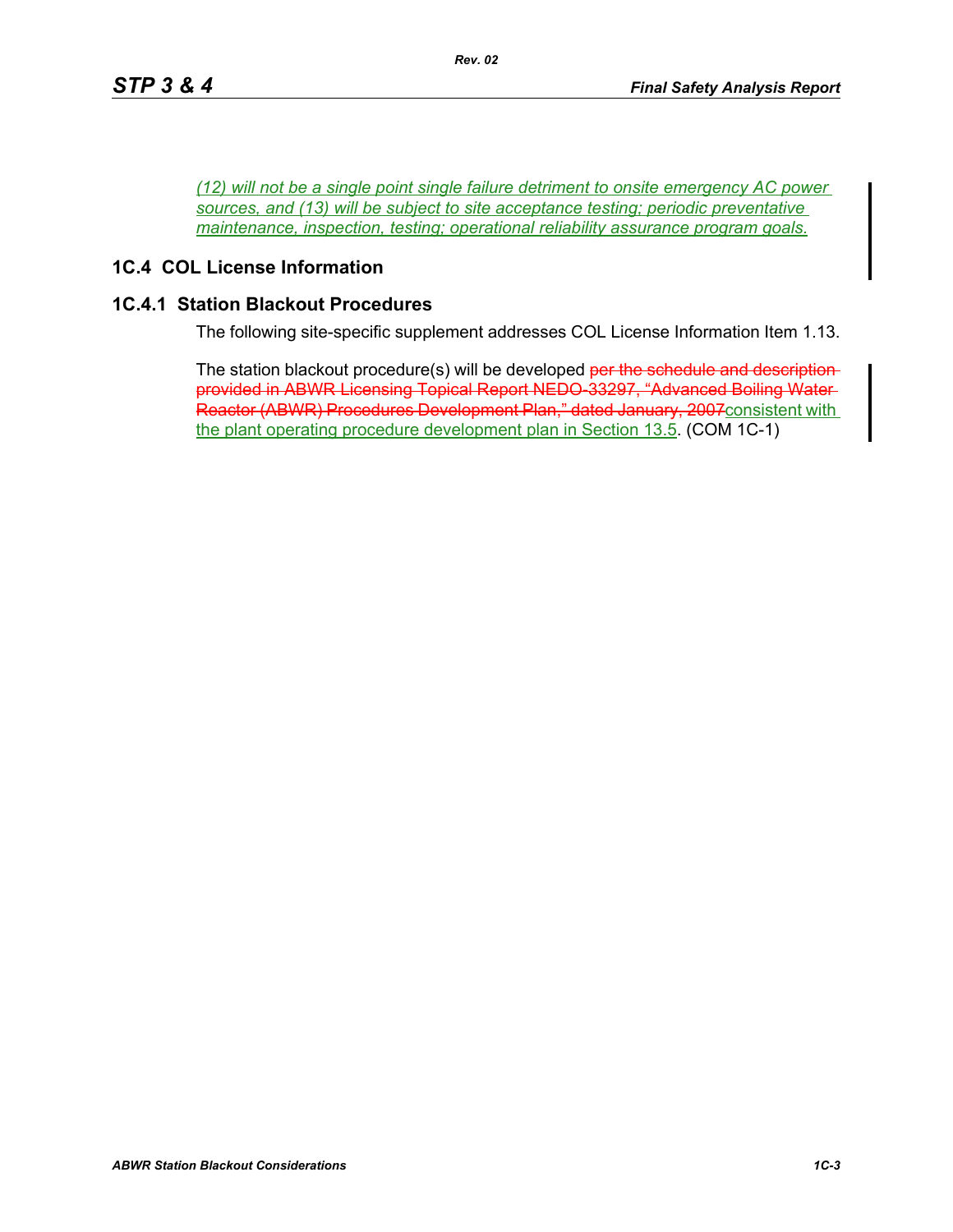*(12) will not be a single point single failure detriment to onsite emergency AC power sources, and (13) will be subject to site acceptance testing; periodic preventative maintenance, inspection, testing; operational reliability assurance program goals.*

## 1C.4 COL License Information

### 1C.4.1 Station Blackout Procedures

The following site-specific supplement addresses COL License Information Item 1.13.

The station blackout procedure(s) will be developed ~~per the schedule and description provided in ABWR Licensing Topical Report NEDO-33297, "Advanced Boiling Water Reactor (ABWR) Procedures Development Plan," dated January, 2007~~consistent with the plant operating procedure development plan in Section 13.5. (COM 1C-1)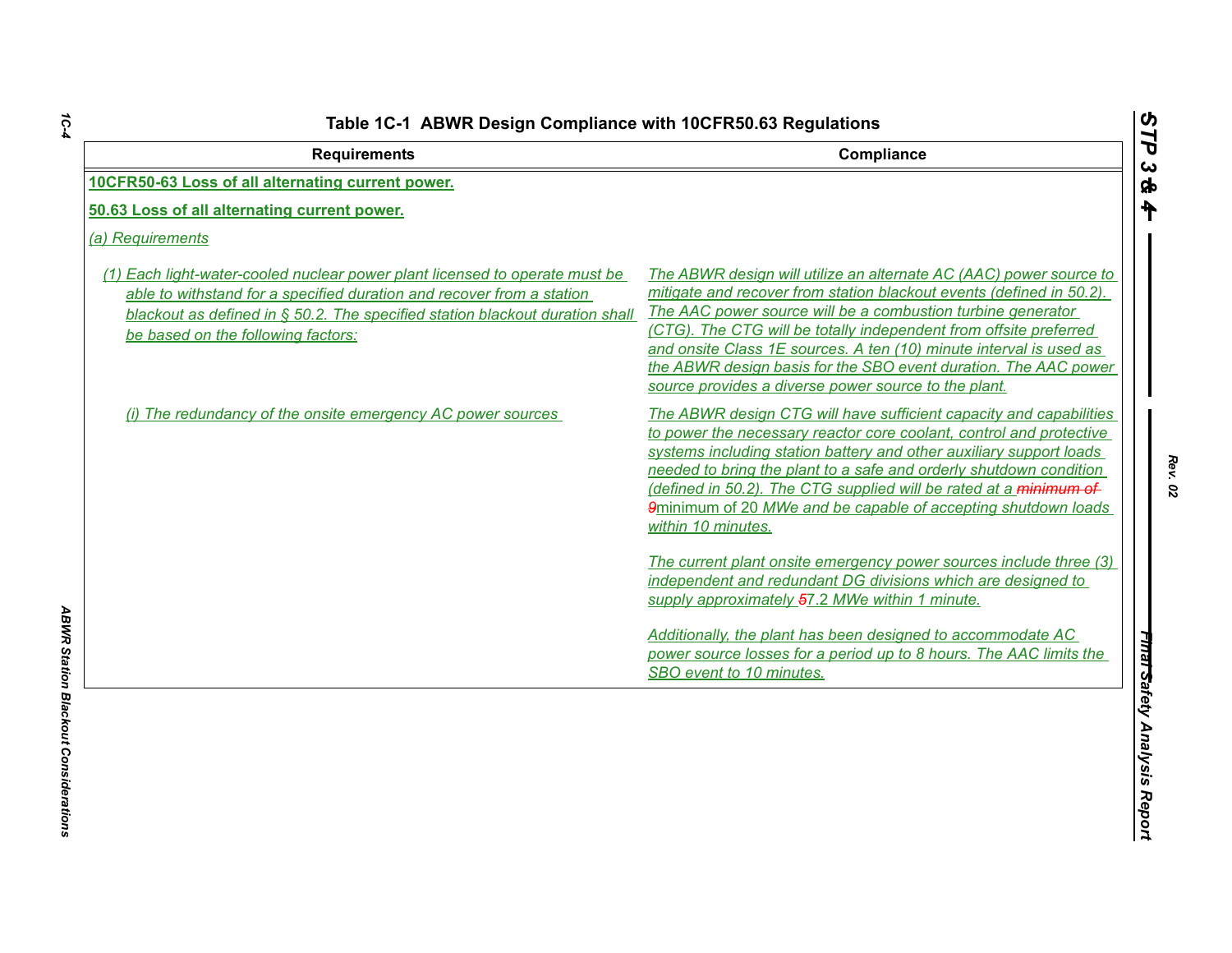Table 1C-1 ABWR Design Compliance with 10CFR50.63 Regulations

| Requirements | Compliance |
|---|---|
| **10CFR50-63 Loss of all alternating current power.** | |
| **50.63 Loss of all alternating current power.** | |
| *(a) Requirements* | |
| *(1) Each light-water-cooled nuclear power plant licensed to operate must be able to withstand for a specified duration and recover from a station blackout as defined in § 50.2. The specified station blackout duration shall be based on the following factors:* | *The ABWR design will utilize an alternate AC (AAC) power source to mitigate and recover from station blackout events (defined in 50.2). The AAC power source will be a combustion turbine generator (CTG). The CTG will be totally independent from offsite preferred and onsite Class 1E sources. A ten (10) minute interval is used as the ABWR design basis for the SBO event duration. The AAC power source provides a diverse power source to the plant.* |
| *(i) The redundancy of the onsite emergency AC power sources* | *The ABWR design CTG will have sufficient capacity and capabilities to power the necessary reactor core coolant, control and protective systems including station battery and other auxiliary support loads needed to bring the plant to a safe and orderly shutdown condition (defined in 50.2). The CTG supplied will be rated at a ~~minimum of 9~~minimum of 20 MWe and be capable of accepting shutdown loads within 10 minutes.*<br><br>*The current plant onsite emergency power sources include three (3) independent and redundant DG divisions which are designed to supply approximately ~~5~~7.2 MWe within 1 minute.*<br><br>*Additionally, the plant has been designed to accommodate AC power source losses for a period up to 8 hours. The AAC limits the SBO event to 10 minutes.* |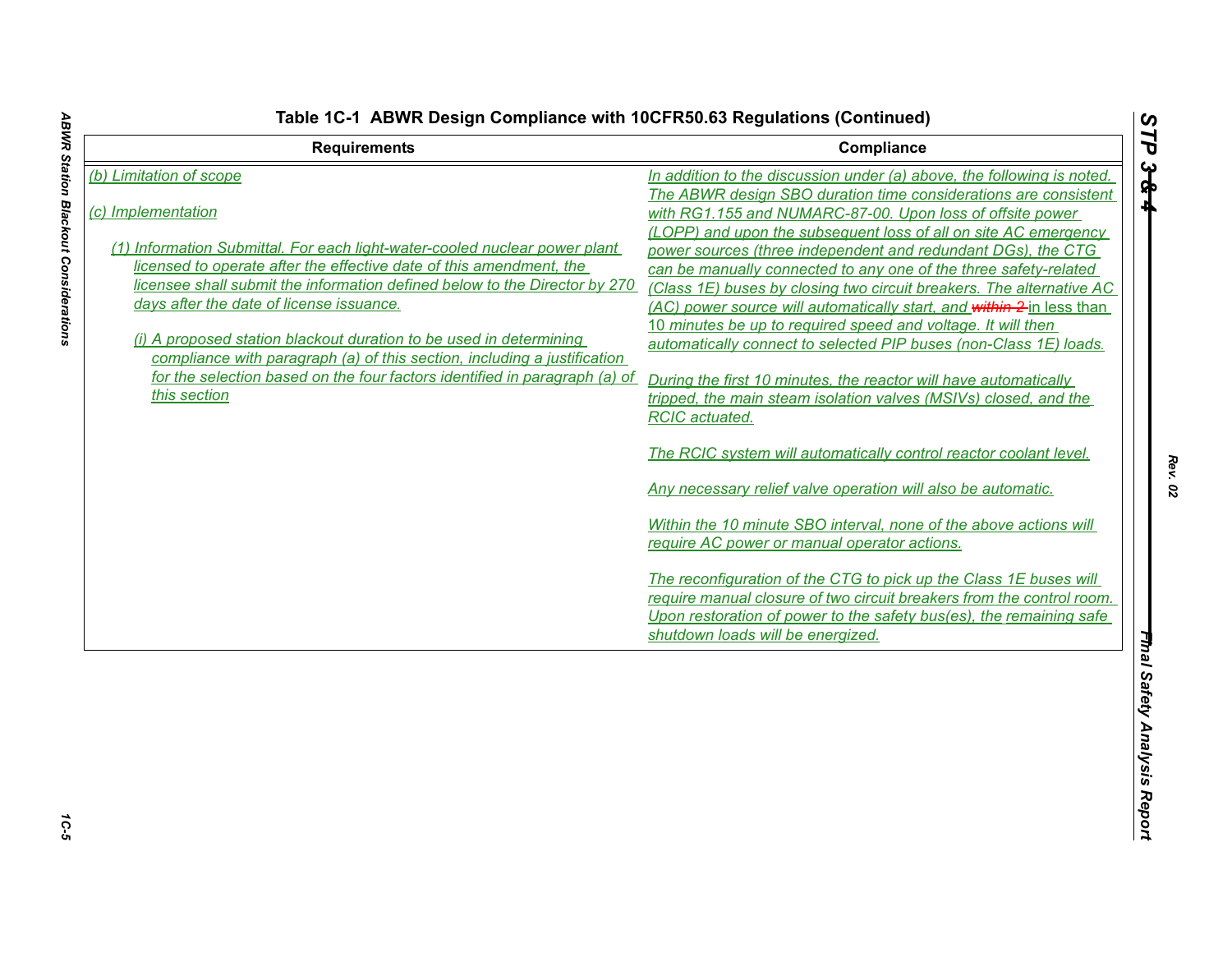**Table 1C-1 ABWR Design Compliance with 10CFR50.63 Regulations (Continued)**

| Requirements | Compliance |
|---|---|
| (b) Limitation of scope<br><br>(c) Implementation<br><br>(1) Information Submittal. For each light-water-cooled nuclear power plant licensed to operate after the effective date of this amendment, the licensee shall submit the information defined below to the Director by 270 days after the date of license issuance.<br><br>(i) A proposed station blackout duration to be used in determining compliance with paragraph (a) of this section, including a justification for the selection based on the four factors identified in paragraph (a) of this section | In addition to the discussion under (a) above, the following is noted. The ABWR design SBO duration time considerations are consistent with RG1.155 and NUMARC-87-00. Upon loss of offsite power (LOPP) and upon the subsequent loss of all on site AC emergency power sources (three independent and redundant DGs), the CTG can be manually connected to any one of the three safety-related (Class 1E) buses by closing two circuit breakers. The alternative AC (AC) power source will automatically start, and ~~within 2~~ in less than 10 minutes be up to required speed and voltage. It will then automatically connect to selected PIP buses (non-Class 1E) loads.<br><br>During the first 10 minutes, the reactor will have automatically tripped, the main steam isolation valves (MSIVs) closed, and the RCIC actuated.<br><br>The RCIC system will automatically control reactor coolant level.<br><br>Any necessary relief valve operation will also be automatic.<br><br>Within the 10 minute SBO interval, none of the above actions will require AC power or manual operator actions.<br><br>The reconfiguration of the CTG to pick up the Class 1E buses will require manual closure of two circuit breakers from the control room. Upon restoration of power to the safety bus(es), the remaining safe shutdown loads will be energized. |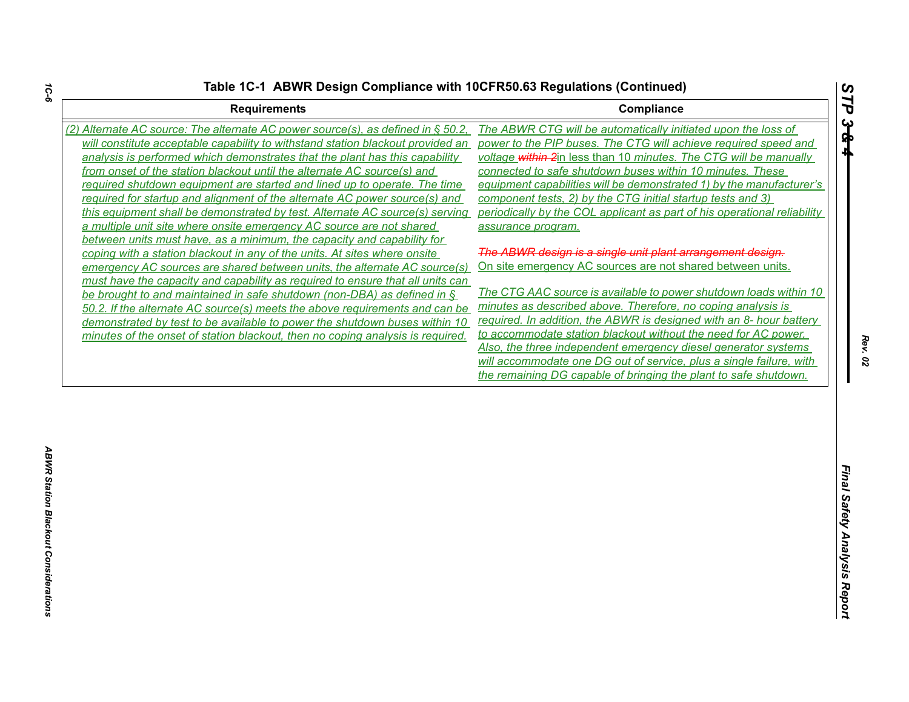Table 1C-1 ABWR Design Compliance with 10CFR50.63 Regulations (Continued)

| Requirements | Compliance |
|---|---|
| *(2) Alternate AC source: The alternate AC power source(s), as defined in § 50.2, will constitute acceptable capability to withstand station blackout provided an analysis is performed which demonstrates that the plant has this capability from onset of the station blackout until the alternate AC source(s) and required shutdown equipment are started and lined up to operate. The time required for startup and alignment of the alternate AC power source(s) and this equipment shall be demonstrated by test. Alternate AC source(s) serving a multiple unit site where onsite emergency AC source are not shared between units must have, as a minimum, the capacity and capability for coping with a station blackout in any of the units. At sites where onsite emergency AC sources are shared between units, the alternate AC source(s) must have the capacity and capability as required to ensure that all units can be brought to and maintained in safe shutdown (non-DBA) as defined in § 50.2. If the alternate AC source(s) meets the above requirements and can be demonstrated by test to be available to power the shutdown buses within 10 minutes of the onset of station blackout, then no coping analysis is required.* | *The ABWR CTG will be automatically initiated upon the loss of power to the PIP buses. The CTG will achieve required speed and voltage ~~within 2~~*in less than 10 *minutes. The CTG will be manually connected to safe shutdown buses within 10 minutes. These equipment capabilities will be demonstrated 1) by the manufacturer's component tests, 2) by the CTG initial startup tests and 3) periodically by the COL applicant as part of his operational reliability assurance program.*<br><br>~~*The ABWR design is a single unit plant arrangement design.*~~ On site emergency AC sources are not shared between units.<br><br>*The CTG AAC source is available to power shutdown loads within 10 minutes as described above. Therefore, no coping analysis is required. In addition, the ABWR is designed with an 8- hour battery to accommodate station blackout without the need for AC power. Also, the three independent emergency diesel generator systems will accommodate one DG out of service, plus a single failure, with the remaining DG capable of bringing the plant to safe shutdown.* |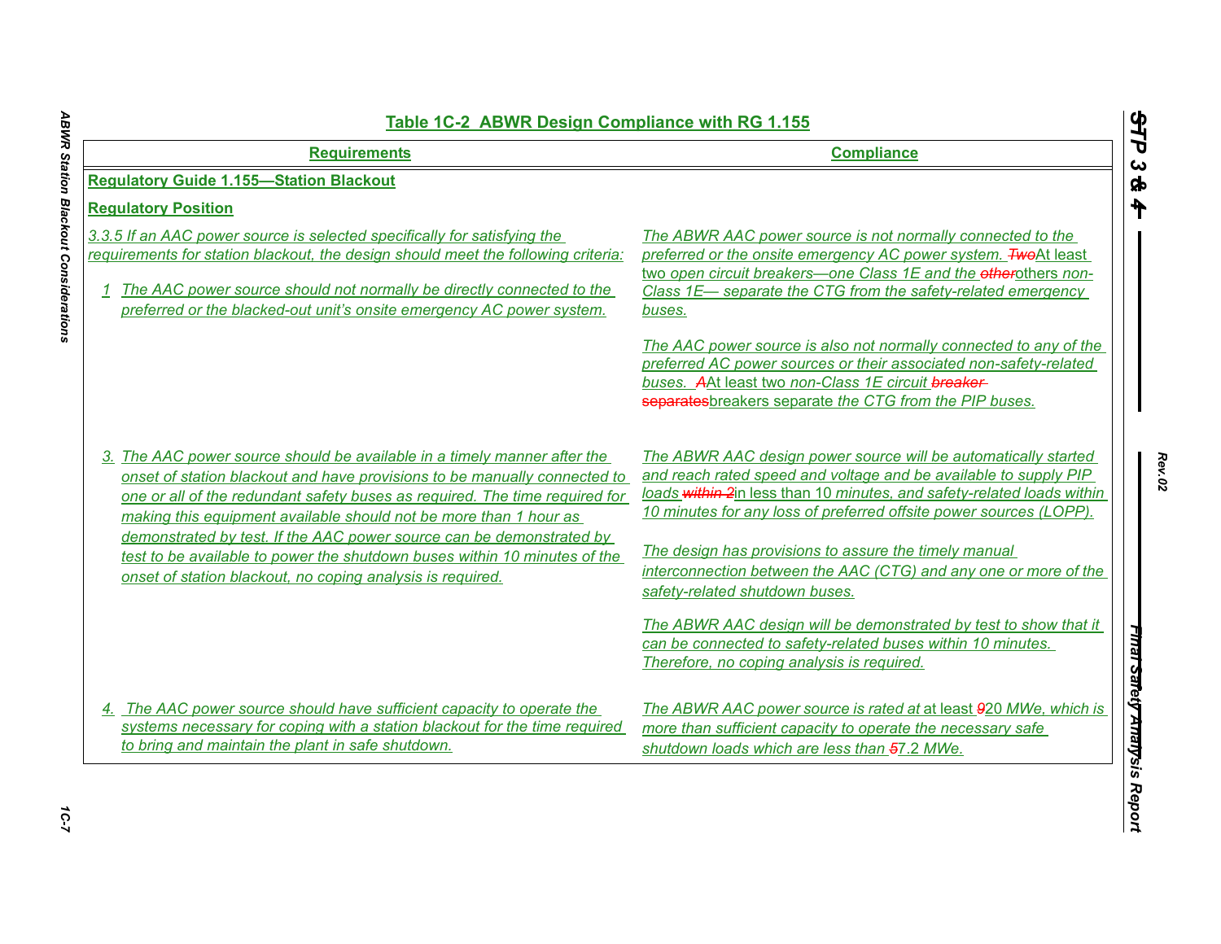## Table 1C-2 ABWR Design Compliance with RG 1.155

| Requirements | Compliance |
|---|---|
| **Regulatory Guide 1.155—Station Blackout** | |
| **Regulatory Position** | |
| *3.3.5 If an AAC power source is selected specifically for satisfying the requirements for station blackout, the design should meet the following criteria:*<br><br>*1 The AAC power source should not normally be directly connected to the preferred or the blacked-out unit's onsite emergency AC power system.* | *The ABWR AAC power source is not normally connected to the preferred or the onsite emergency AC power system.* ~~Two~~At least two *open circuit breakers—one Class 1E and the* ~~other~~others *non-Class 1E— separate the CTG from the safety-related emergency buses.*<br><br>*The AAC power source is also not normally connected to any of the preferred AC power sources or their associated non-safety-related buses.* ~~A~~At least two *non-Class 1E circuit* ~~breaker separates~~breakers separate *the CTG from the PIP buses.* |
| *3. The AAC power source should be available in a timely manner after the onset of station blackout and have provisions to be manually connected to one or all of the redundant safety buses as required. The time required for making this equipment available should not be more than 1 hour as demonstrated by test. If the AAC power source can be demonstrated by test to be available to power the shutdown buses within 10 minutes of the onset of station blackout, no coping analysis is required.* | *The ABWR AAC design power source will be automatically started and reach rated speed and voltage and be available to supply PIP loads* ~~within 2~~in less than 10 *minutes, and safety-related loads within 10 minutes for any loss of preferred offsite power sources (LOPP).*<br><br>*The design has provisions to assure the timely manual interconnection between the AAC (CTG) and any one or more of the safety-related shutdown buses.*<br><br>*The ABWR AAC design will be demonstrated by test to show that it can be connected to safety-related buses within 10 minutes. Therefore, no coping analysis is required.* |
| *4. The AAC power source should have sufficient capacity to operate the systems necessary for coping with a station blackout for the time required to bring and maintain the plant in safe shutdown.* | *The ABWR AAC power source is rated at* at least ~~9~~20 *MWe, which is more than sufficient capacity to operate the necessary safe shutdown loads which are less than* ~~5~~7.2 *MWe.* |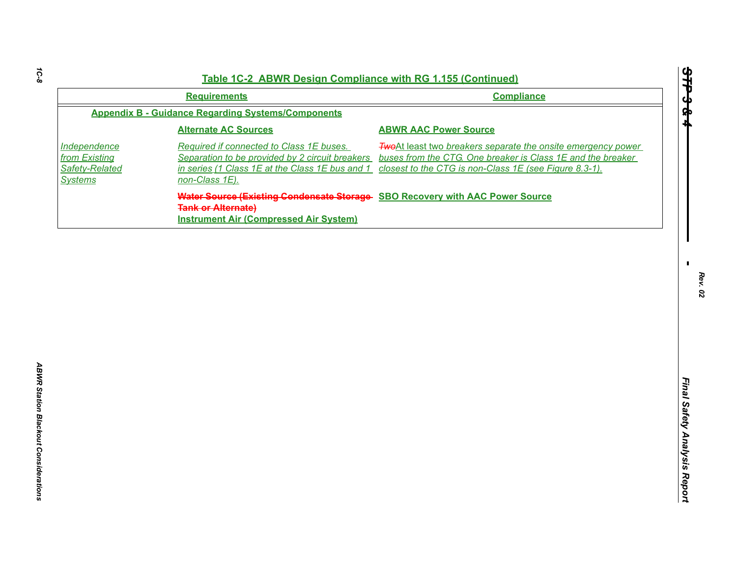## Table 1C-2 ABWR Design Compliance with RG 1.155 (Continued)

| | Requirements | Compliance |
|---|---|---|
| **Appendix B - Guidance Regarding Systems/Components** | | |
| | **Alternate AC Sources** | **ABWR AAC Power Source** |
| *Independence from Existing Safety-Related Systems* | *Required if connected to Class 1E buses. Separation to be provided by 2 circuit breakers in series (1 Class 1E at the Class 1E bus and 1 non-Class 1E).* | ~~*Two*~~At least two *breakers separate the onsite emergency power buses from the CTG. One breaker is Class 1E and the breaker closest to the CTG is non-Class 1E (see Figure 8.3-1).* |
| | ~~**Water Source (Existing Condensate Storage Tank or Alternate)**~~ **Instrument Air (Compressed Air System)** | **SBO Recovery with AAC Power Source** |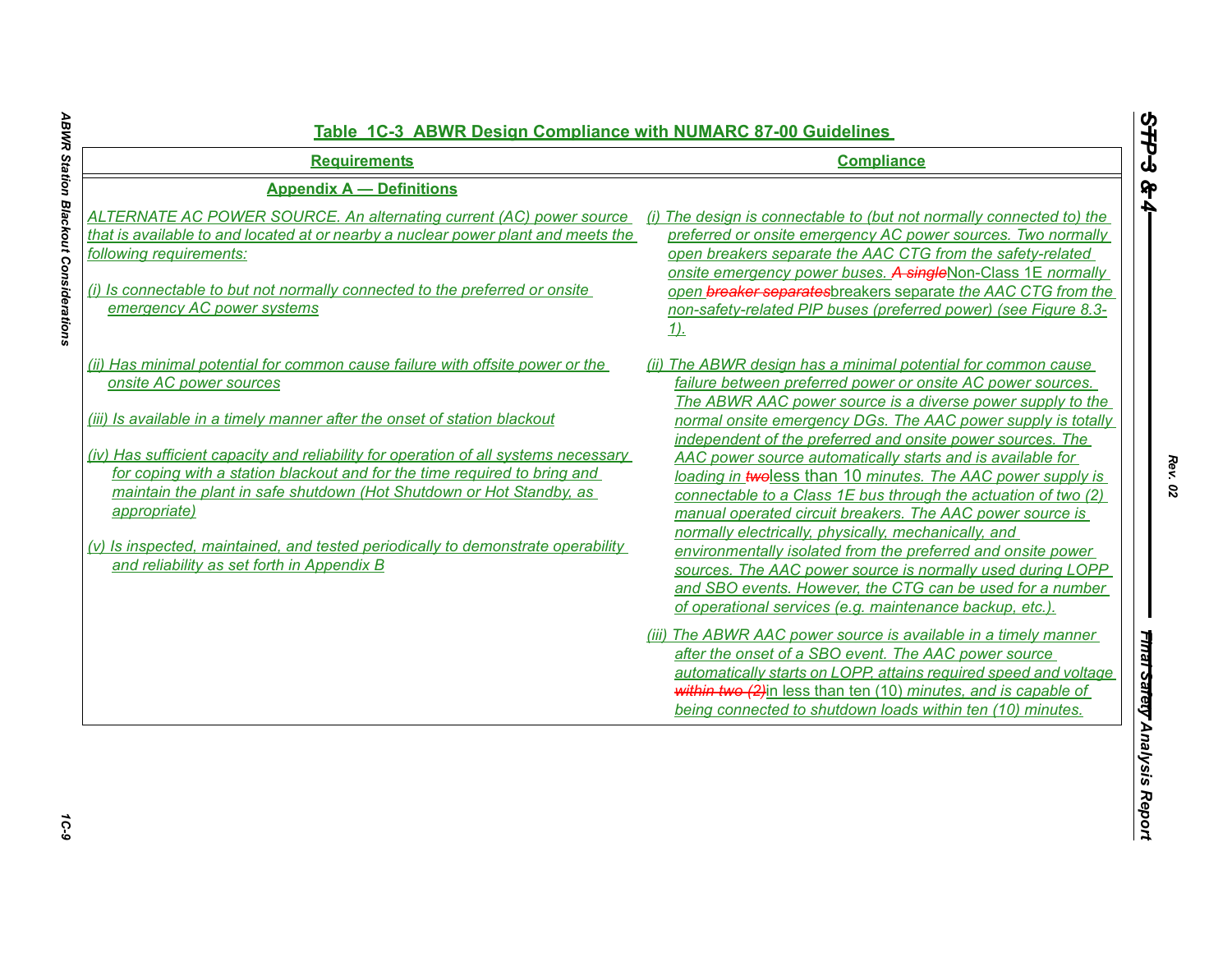**Table 1C-3 ABWR Design Compliance with NUMARC 87-00 Guidelines**

| Requirements | Compliance |
|---|---|
| **Appendix A — Definitions** | |
| *ALTERNATE AC POWER SOURCE. An alternating current (AC) power source that is available to and located at or nearby a nuclear power plant and meets the following requirements:*<br><br>*(i) Is connectable to but not normally connected to the preferred or onsite emergency AC power systems* | *(i) The design is connectable to (but not normally connected to) the preferred or onsite emergency AC power sources. Two normally open breakers separate the AAC CTG from the safety-related onsite emergency power buses.* ~~*A single*~~Non-Class 1E *normally open* ~~*breaker separates*~~breakers separate *the AAC CTG from the non-safety-related PIP buses (preferred power) (see Figure 8.3-1).* |
| *(ii) Has minimal potential for common cause failure with offsite power or the onsite AC power sources*<br><br>*(iii) Is available in a timely manner after the onset of station blackout*<br><br>*(iv) Has sufficient capacity and reliability for operation of all systems necessary for coping with a station blackout and for the time required to bring and maintain the plant in safe shutdown (Hot Shutdown or Hot Standby, as appropriate)*<br><br>*(v) Is inspected, maintained, and tested periodically to demonstrate operability and reliability as set forth in Appendix B* | *(ii) The ABWR design has a minimal potential for common cause failure between preferred power or onsite AC power sources. The ABWR AAC power source is a diverse power supply to the normal onsite emergency DGs. The AAC power supply is totally independent of the preferred and onsite power sources. The AAC power source automatically starts and is available for loading in* ~~*two*~~less than 10 *minutes. The AAC power supply is connectable to a Class 1E bus through the actuation of two (2) manual operated circuit breakers. The AAC power source is normally electrically, physically, mechanically, and environmentally isolated from the preferred and onsite power sources. The AAC power source is normally used during LOPP and SBO events. However, the CTG can be used for a number of operational services (e.g. maintenance backup, etc.).* |
| | *(iii) The ABWR AAC power source is available in a timely manner after the onset of a SBO event. The AAC power source automatically starts on LOPP, attains required speed and voltage* ~~*within two (2)*~~in less than ten (10) *minutes, and is capable of being connected to shutdown loads within ten (10) minutes.* |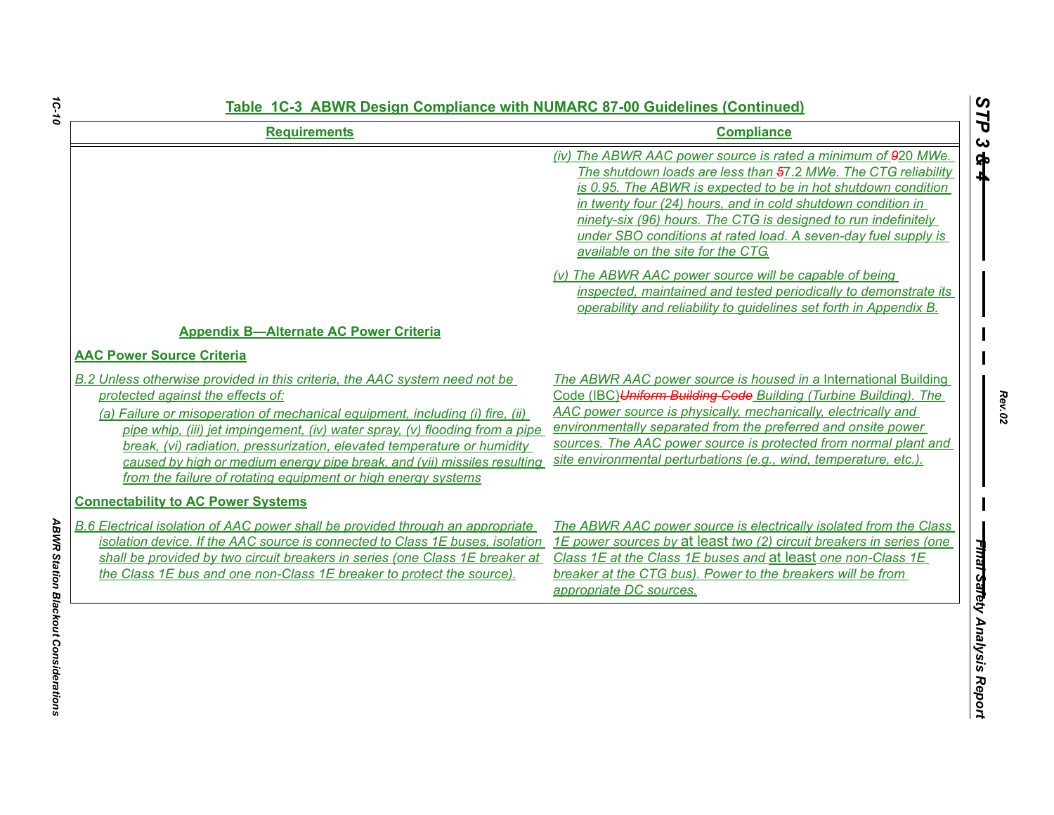Table 1C-3 ABWR Design Compliance with NUMARC 87-00 Guidelines (Continued)

| Requirements | Compliance |
|---|---|
| | (iv) The ABWR AAC power source is rated a minimum of 920 MWe. The shutdown loads are less than 57.2 MWe. The CTG reliability is 0.95. The ABWR is expected to be in hot shutdown condition in twenty four (24) hours, and in cold shutdown condition in ninety-six (96) hours. The CTG is designed to run indefinitely under SBO conditions at rated load. A seven-day fuel supply is available on the site for the CTG. |
| | (v) The ABWR AAC power source will be capable of being inspected, maintained and tested periodically to demonstrate its operability and reliability to guidelines set forth in Appendix B. |
| **Appendix B—Alternate AC Power Criteria** | |
| **AAC Power Source Criteria** | |
| B.2 Unless otherwise provided in this criteria, the AAC system need not be protected against the effects of:<br>(a) Failure or misoperation of mechanical equipment, including (i) fire, (ii) pipe whip, (iii) jet impingement, (iv) water spray, (v) flooding from a pipe break, (vi) radiation, pressurization, elevated temperature or humidity caused by high or medium energy pipe break, and (vii) missiles resulting from the failure of rotating equipment or high energy systems | The ABWR AAC power source is housed in a International Building Code (IBC)~~Uniform Building Code~~ Building (Turbine Building). The AAC power source is physically, mechanically, electrically and environmentally separated from the preferred and onsite power sources. The AAC power source is protected from normal plant and site environmental perturbations (e.g., wind, temperature, etc.). |
| **Connectability to AC Power Systems** | |
| B.6 Electrical isolation of AAC power shall be provided through an appropriate isolation device. If the AAC source is connected to Class 1E buses, isolation shall be provided by two circuit breakers in series (one Class 1E breaker at the Class 1E bus and one non-Class 1E breaker to protect the source). | The ABWR AAC power source is electrically isolated from the Class 1E power sources by at least two (2) circuit breakers in series (one Class 1E at the Class 1E buses and at least one non-Class 1E breaker at the CTG bus). Power to the breakers will be from appropriate DC sources. |